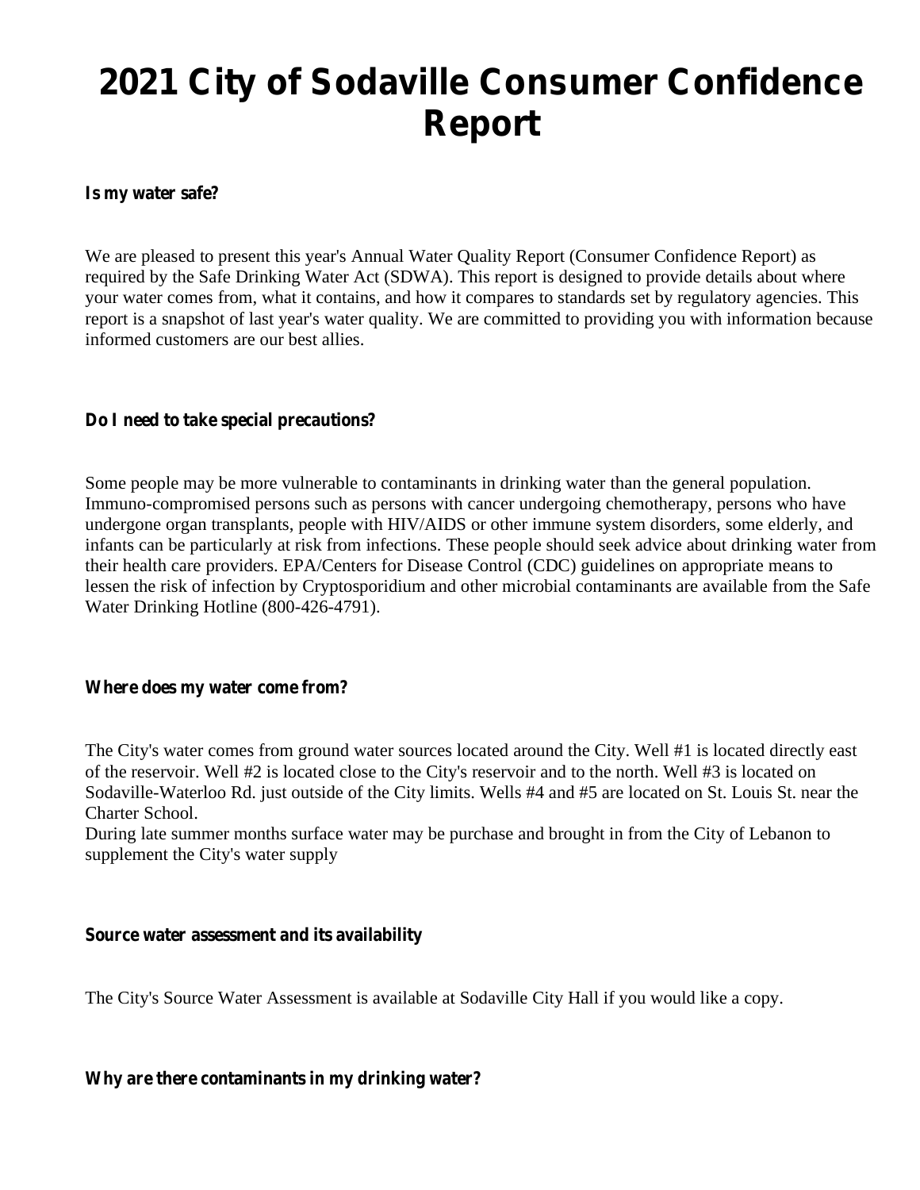# 2021 City of Sodaville Consumer Confidence Report

**Is my water safe?**

We are pleased to present this year's Annual Water Quality Report (Consumer Confidence Report) as required by the Safe Drinking Water Act (SDWA). This report is designed to provide details about where your water comes from, what it contains, and how it compares to standards set by regulatory agencies. This report is a snapshot of last year's water quality. We are committed to providing you with information because informed customers are our best allies.

**Do I need to take special precautions?**

Some people may be more vulnerable to contaminants in drinking water than the general population. Immuno-compromised persons such as persons with cancer undergoing chemotherapy, persons who have undergone organ transplants, people with HIV/AIDS or other immune system disorders, some elderly, and infants can be particularly at risk from infections. These people should seek advice about drinking water from their health care providers. EPA/Centers for Disease Control (CDC) guidelines on appropriate means to lessen the risk of infection by Cryptosporidium and other microbial contaminants are available from the Safe Water Drinking Hotline (800-426-4791).

**Where does my water come from?**

The City's water comes from ground water sources located around the City. Well #1 is located directly east of the reservoir. Well #2 is located close to the City's reservoir and to the north. Well #3 is located on Sodaville-Waterloo Rd. just outside of the City limits. Wells #4 and #5 are located on St. Louis St. near the Charter School.
During late summer months surface water may be purchase and brought in from the City of Lebanon to supplement the City's water supply

**Source water assessment and its availability**

The City's Source Water Assessment is available at Sodaville City Hall if you would like a copy.

**Why are there contaminants in my drinking water?**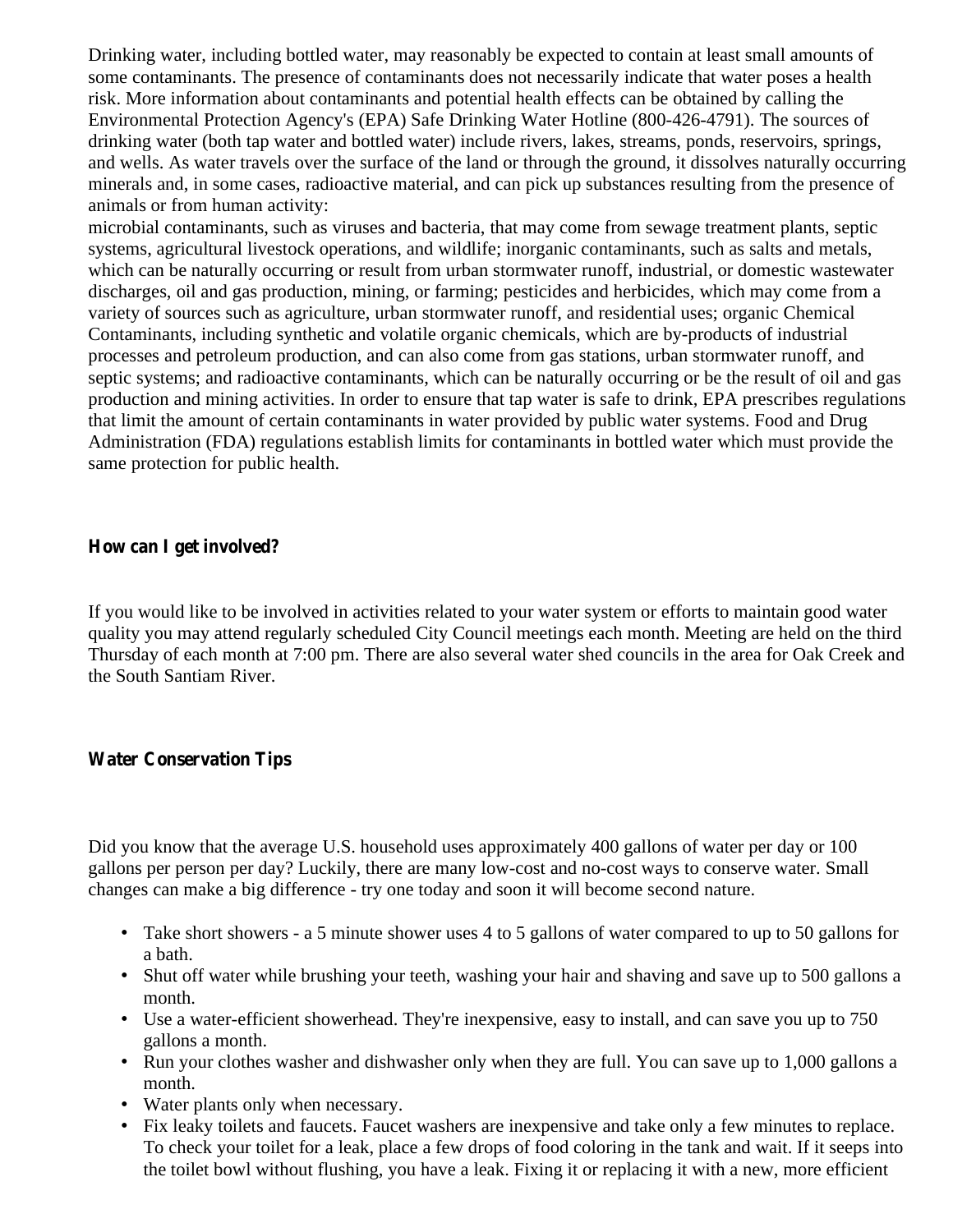Drinking water, including bottled water, may reasonably be expected to contain at least small amounts of some contaminants. The presence of contaminants does not necessarily indicate that water poses a health risk. More information about contaminants and potential health effects can be obtained by calling the Environmental Protection Agency's (EPA) Safe Drinking Water Hotline (800-426-4791). The sources of drinking water (both tap water and bottled water) include rivers, lakes, streams, ponds, reservoirs, springs, and wells. As water travels over the surface of the land or through the ground, it dissolves naturally occurring minerals and, in some cases, radioactive material, and can pick up substances resulting from the presence of animals or from human activity:
microbial contaminants, such as viruses and bacteria, that may come from sewage treatment plants, septic systems, agricultural livestock operations, and wildlife; inorganic contaminants, such as salts and metals, which can be naturally occurring or result from urban stormwater runoff, industrial, or domestic wastewater discharges, oil and gas production, mining, or farming; pesticides and herbicides, which may come from a variety of sources such as agriculture, urban stormwater runoff, and residential uses; organic Chemical Contaminants, including synthetic and volatile organic chemicals, which are by-products of industrial processes and petroleum production, and can also come from gas stations, urban stormwater runoff, and septic systems; and radioactive contaminants, which can be naturally occurring or be the result of oil and gas production and mining activities. In order to ensure that tap water is safe to drink, EPA prescribes regulations that limit the amount of certain contaminants in water provided by public water systems. Food and Drug Administration (FDA) regulations establish limits for contaminants in bottled water which must provide the same protection for public health.

**How can I get involved?**

If you would like to be involved in activities related to your water system or efforts to maintain good water quality you may attend regularly scheduled City Council meetings each month. Meeting are held on the third Thursday of each month at 7:00 pm. There are also several water shed councils in the area for Oak Creek and the South Santiam River.

**Water Conservation Tips**

Did you know that the average U.S. household uses approximately 400 gallons of water per day or 100 gallons per person per day? Luckily, there are many low-cost and no-cost ways to conserve water. Small changes can make a big difference - try one today and soon it will become second nature.

- Take short showers - a 5 minute shower uses 4 to 5 gallons of water compared to up to 50 gallons for a bath.
- Shut off water while brushing your teeth, washing your hair and shaving and save up to 500 gallons a month.
- Use a water-efficient showerhead. They're inexpensive, easy to install, and can save you up to 750 gallons a month.
- Run your clothes washer and dishwasher only when they are full. You can save up to 1,000 gallons a month.
- Water plants only when necessary.
- Fix leaky toilets and faucets. Faucet washers are inexpensive and take only a few minutes to replace. To check your toilet for a leak, place a few drops of food coloring in the tank and wait. If it seeps into the toilet bowl without flushing, you have a leak. Fixing it or replacing it with a new, more efficient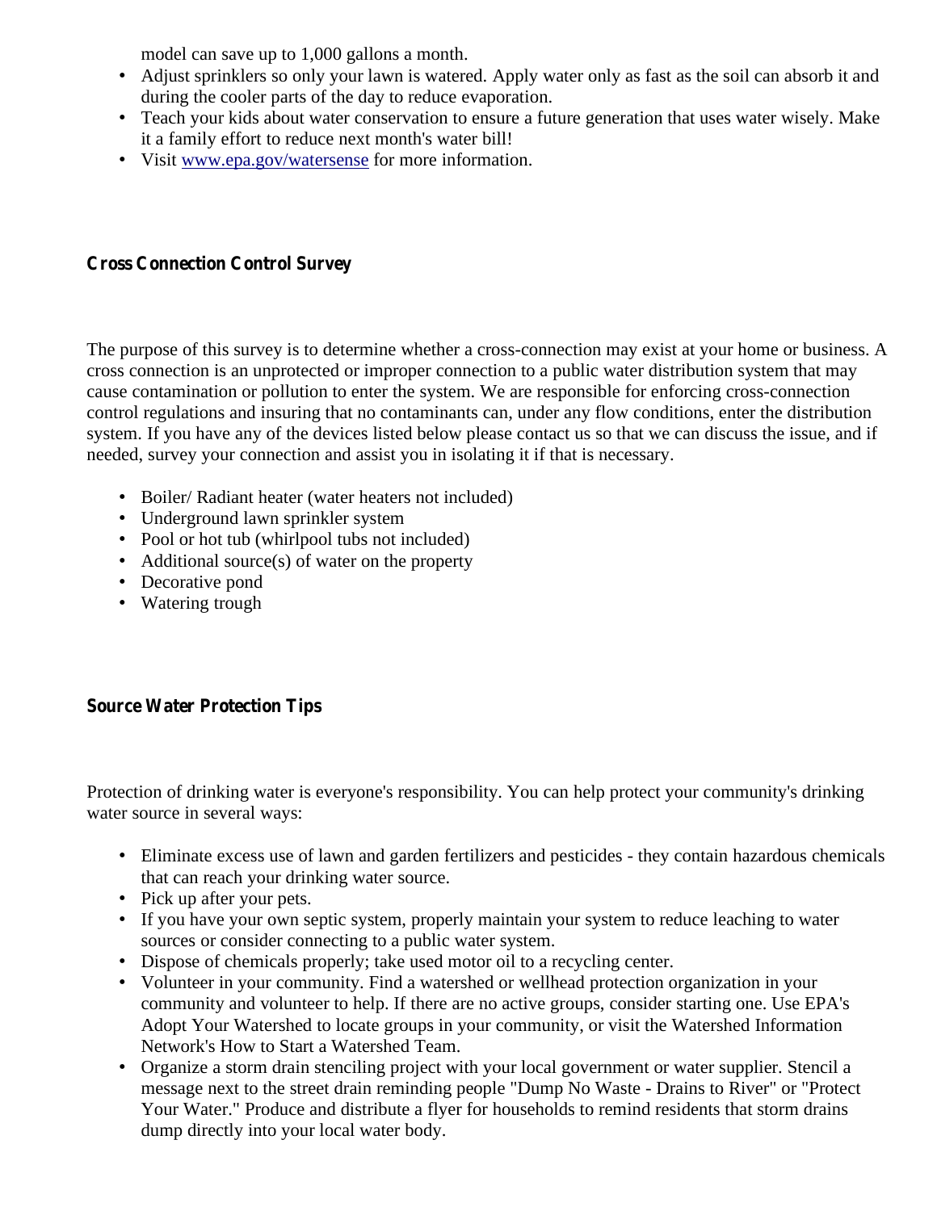model can save up to 1,000 gallons a month.

- Adjust sprinklers so only your lawn is watered. Apply water only as fast as the soil can absorb it and during the cooler parts of the day to reduce evaporation.
- Teach your kids about water conservation to ensure a future generation that uses water wisely. Make it a family effort to reduce next month's water bill!
- Visit www.epa.gov/watersense for more information.

**Cross Connection Control Survey**

The purpose of this survey is to determine whether a cross-connection may exist at your home or business. A cross connection is an unprotected or improper connection to a public water distribution system that may cause contamination or pollution to enter the system. We are responsible for enforcing cross-connection control regulations and insuring that no contaminants can, under any flow conditions, enter the distribution system. If you have any of the devices listed below please contact us so that we can discuss the issue, and if needed, survey your connection and assist you in isolating it if that is necessary.

- Boiler/ Radiant heater (water heaters not included)
- Underground lawn sprinkler system
- Pool or hot tub (whirlpool tubs not included)
- Additional source(s) of water on the property
- Decorative pond
- Watering trough

**Source Water Protection Tips**

Protection of drinking water is everyone's responsibility. You can help protect your community's drinking water source in several ways:

- Eliminate excess use of lawn and garden fertilizers and pesticides - they contain hazardous chemicals that can reach your drinking water source.
- Pick up after your pets.
- If you have your own septic system, properly maintain your system to reduce leaching to water sources or consider connecting to a public water system.
- Dispose of chemicals properly; take used motor oil to a recycling center.
- Volunteer in your community. Find a watershed or wellhead protection organization in your community and volunteer to help. If there are no active groups, consider starting one. Use EPA's Adopt Your Watershed to locate groups in your community, or visit the Watershed Information Network's How to Start a Watershed Team.
- Organize a storm drain stenciling project with your local government or water supplier. Stencil a message next to the street drain reminding people "Dump No Waste - Drains to River" or "Protect Your Water." Produce and distribute a flyer for households to remind residents that storm drains dump directly into your local water body.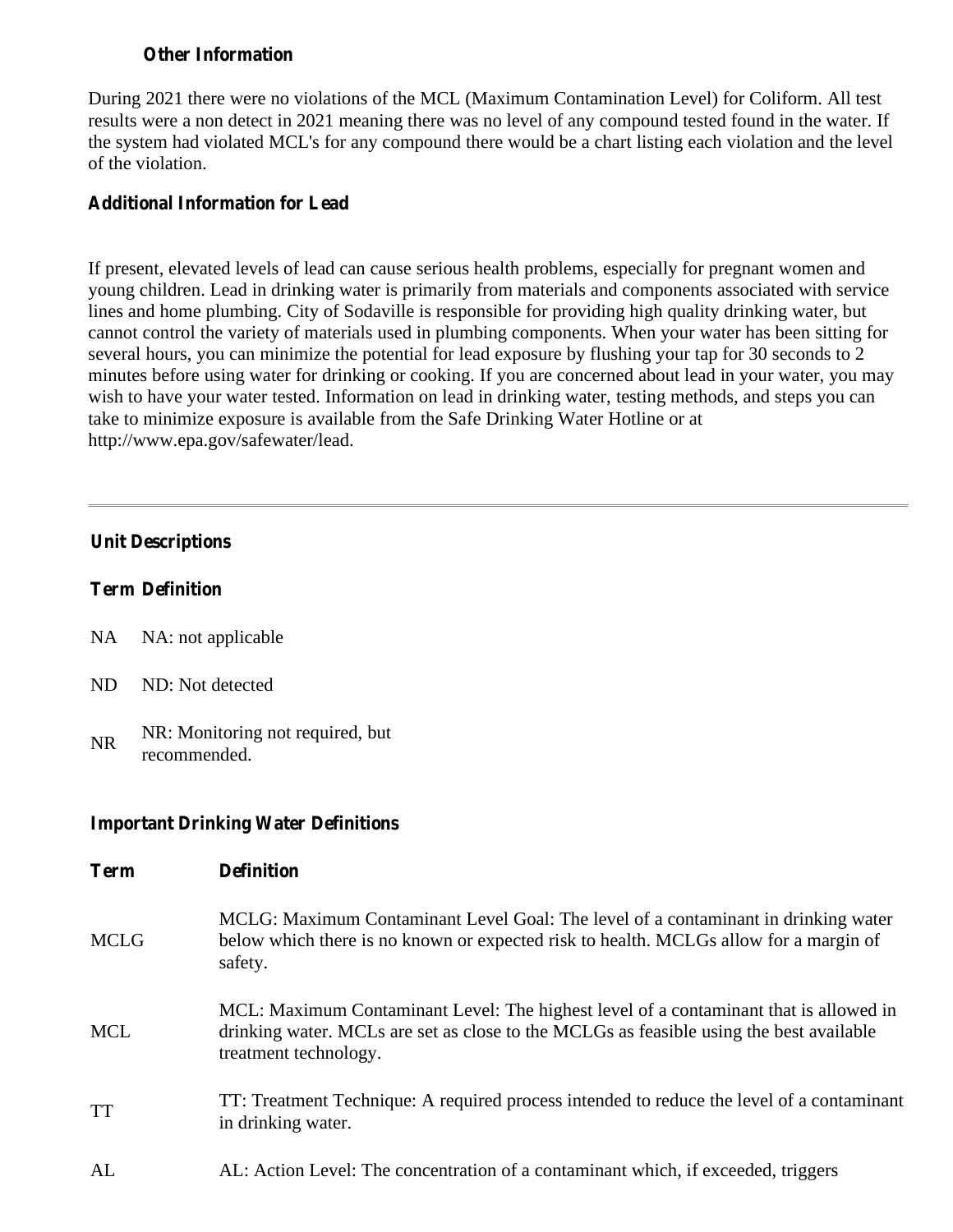### Other Information

During 2021 there were no violations of the MCL (Maximum Contamination Level) for Coliform. All test results were a non detect in 2021 meaning there was no level of any compound tested found in the water. If the system had violated MCL's for any compound there would be a chart listing each violation and the level of the violation.

### Additional Information for Lead

If present, elevated levels of lead can cause serious health problems, especially for pregnant women and young children. Lead in drinking water is primarily from materials and components associated with service lines and home plumbing. City of Sodaville is responsible for providing high quality drinking water, but cannot control the variety of materials used in plumbing components. When your water has been sitting for several hours, you can minimize the potential for lead exposure by flushing your tap for 30 seconds to 2 minutes before using water for drinking or cooking. If you are concerned about lead in your water, you may wish to have your water tested. Information on lead in drinking water, testing methods, and steps you can take to minimize exposure is available from the Safe Drinking Water Hotline or at http://www.epa.gov/safewater/lead.

---

### Unit Descriptions

| Term | Definition |
|---|---|
| NA | NA: not applicable |
| ND | ND: Not detected |
| NR | NR: Monitoring not required, but recommended. |

### Important Drinking Water Definitions

| Term | Definition |
|---|---|
| MCLG | MCLG: Maximum Contaminant Level Goal: The level of a contaminant in drinking water below which there is no known or expected risk to health. MCLGs allow for a margin of safety. |
| MCL | MCL: Maximum Contaminant Level: The highest level of a contaminant that is allowed in drinking water. MCLs are set as close to the MCLGs as feasible using the best available treatment technology. |
| TT | TT: Treatment Technique: A required process intended to reduce the level of a contaminant in drinking water. |
| AL | AL: Action Level: The concentration of a contaminant which, if exceeded, triggers |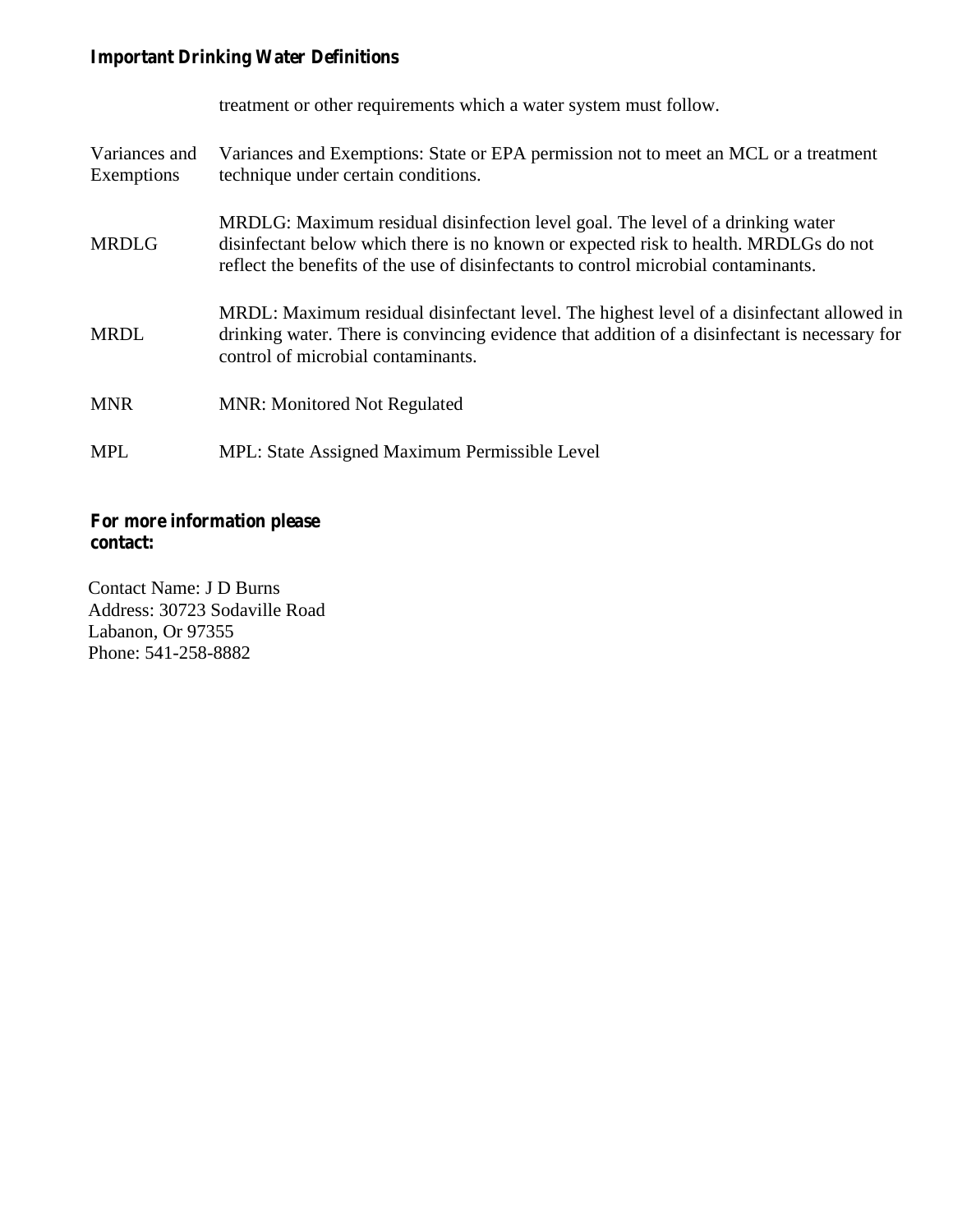## Important Drinking Water Definitions

| | |
|---|---|
| | treatment or other requirements which a water system must follow. |
| Variances and Exemptions | Variances and Exemptions: State or EPA permission not to meet an MCL or a treatment technique under certain conditions. |
| MRDLG | MRDLG: Maximum residual disinfection level goal. The level of a drinking water disinfectant below which there is no known or expected risk to health. MRDLGs do not reflect the benefits of the use of disinfectants to control microbial contaminants. |
| MRDL | MRDL: Maximum residual disinfectant level. The highest level of a disinfectant allowed in drinking water. There is convincing evidence that addition of a disinfectant is necessary for control of microbial contaminants. |
| MNR | MNR: Monitored Not Regulated |
| MPL | MPL: State Assigned Maximum Permissible Level |

## For more information please contact:

Contact Name: J D Burns
Address: 30723 Sodaville Road
Labanon, Or 97355
Phone: 541-258-8882